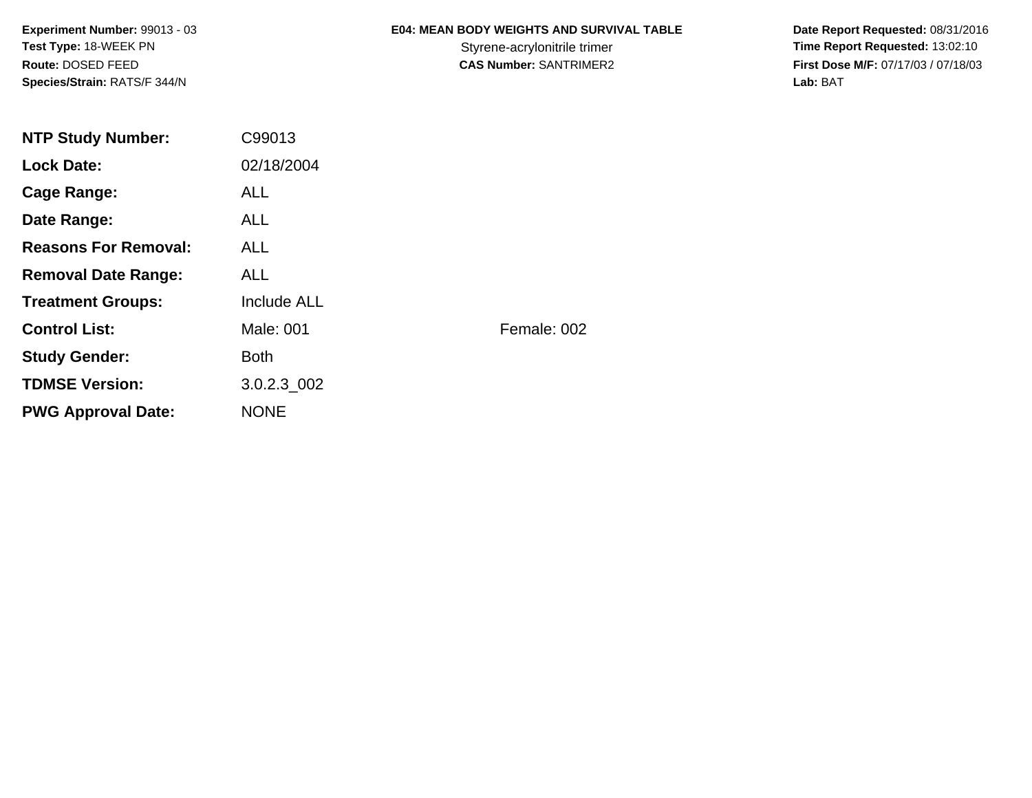**Experiment Number:** 99013 - 03
**Test Type:** 18-WEEK PN
**Route:** DOSED FEED
**Species/Strain:** RATS/F 344/N

**E04: MEAN BODY WEIGHTS AND SURVIVAL TABLE**
Styrene-acrylonitrile trimer
**CAS Number:** SANTRIMER2

**Date Report Requested:** 08/31/2016
**Time Report Requested:** 13:02:10
**First Dose M/F:** 07/17/03 / 07/18/03
**Lab:** BAT

| | | |
|---|---|---|
| **NTP Study Number:** | C99013 | |
| **Lock Date:** | 02/18/2004 | |
| **Cage Range:** | ALL | |
| **Date Range:** | ALL | |
| **Reasons For Removal:** | ALL | |
| **Removal Date Range:** | ALL | |
| **Treatment Groups:** | Include ALL | |
| **Control List:** | Male: 001 | Female: 002 |
| **Study Gender:** | Both | |
| **TDMSE Version:** | 3.0.2.3_002 | |
| **PWG Approval Date:** | NONE | |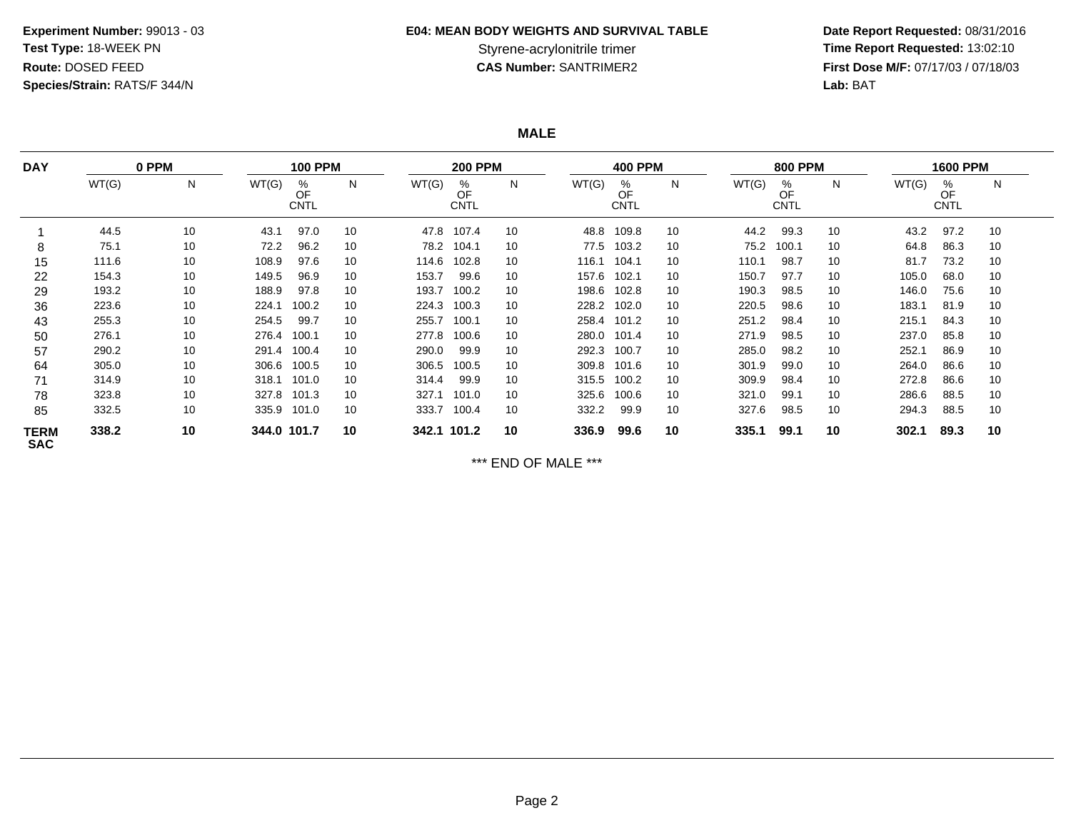**Experiment Number:** 99013 - 03
**Test Type:** 18-WEEK PN
**Route:** DOSED FEED
**Species/Strain:** RATS/F 344/N

**E04: MEAN BODY WEIGHTS AND SURVIVAL TABLE**
Styrene-acrylonitrile trimer
**CAS Number:** SANTRIMER2

**Date Report Requested:** 08/31/2016
**Time Report Requested:** 13:02:10
**First Dose M/F:** 07/17/03 / 07/18/03
**Lab:** BAT

**MALE**

| DAY | 0 PPM | | 100 PPM | | | 200 PPM | | | 400 PPM | | | 800 PPM | | | 1600 PPM | | |
|---|---|---|---|---|---|---|---|---|---|---|---|---|---|---|---|---|---|
| | WT(G) | N | WT(G) | % OF CNTL | N | WT(G) | % OF CNTL | N | WT(G) | % OF CNTL | N | WT(G) | % OF CNTL | N | WT(G) | % OF CNTL | N |
| 1 | 44.5 | 10 | 43.1 | 97.0 | 10 | 47.8 | 107.4 | 10 | 48.8 | 109.8 | 10 | 44.2 | 99.3 | 10 | 43.2 | 97.2 | 10 |
| 8 | 75.1 | 10 | 72.2 | 96.2 | 10 | 78.2 | 104.1 | 10 | 77.5 | 103.2 | 10 | 75.2 | 100.1 | 10 | 64.8 | 86.3 | 10 |
| 15 | 111.6 | 10 | 108.9 | 97.6 | 10 | 114.6 | 102.8 | 10 | 116.1 | 104.1 | 10 | 110.1 | 98.7 | 10 | 81.7 | 73.2 | 10 |
| 22 | 154.3 | 10 | 149.5 | 96.9 | 10 | 153.7 | 99.6 | 10 | 157.6 | 102.1 | 10 | 150.7 | 97.7 | 10 | 105.0 | 68.0 | 10 |
| 29 | 193.2 | 10 | 188.9 | 97.8 | 10 | 193.7 | 100.2 | 10 | 198.6 | 102.8 | 10 | 190.3 | 98.5 | 10 | 146.0 | 75.6 | 10 |
| 36 | 223.6 | 10 | 224.1 | 100.2 | 10 | 224.3 | 100.3 | 10 | 228.2 | 102.0 | 10 | 220.5 | 98.6 | 10 | 183.1 | 81.9 | 10 |
| 43 | 255.3 | 10 | 254.5 | 99.7 | 10 | 255.7 | 100.1 | 10 | 258.4 | 101.2 | 10 | 251.2 | 98.4 | 10 | 215.1 | 84.3 | 10 |
| 50 | 276.1 | 10 | 276.4 | 100.1 | 10 | 277.8 | 100.6 | 10 | 280.0 | 101.4 | 10 | 271.9 | 98.5 | 10 | 237.0 | 85.8 | 10 |
| 57 | 290.2 | 10 | 291.4 | 100.4 | 10 | 290.0 | 99.9 | 10 | 292.3 | 100.7 | 10 | 285.0 | 98.2 | 10 | 252.1 | 86.9 | 10 |
| 64 | 305.0 | 10 | 306.6 | 100.5 | 10 | 306.5 | 100.5 | 10 | 309.8 | 101.6 | 10 | 301.9 | 99.0 | 10 | 264.0 | 86.6 | 10 |
| 71 | 314.9 | 10 | 318.1 | 101.0 | 10 | 314.4 | 99.9 | 10 | 315.5 | 100.2 | 10 | 309.9 | 98.4 | 10 | 272.8 | 86.6 | 10 |
| 78 | 323.8 | 10 | 327.8 | 101.3 | 10 | 327.1 | 101.0 | 10 | 325.6 | 100.6 | 10 | 321.0 | 99.1 | 10 | 286.6 | 88.5 | 10 |
| 85 | 332.5 | 10 | 335.9 | 101.0 | 10 | 333.7 | 100.4 | 10 | 332.2 | 99.9 | 10 | 327.6 | 98.5 | 10 | 294.3 | 88.5 | 10 |
| **TERM SAC** | **338.2** | **10** | **344.0** | **101.7** | **10** | **342.1** | **101.2** | **10** | **336.9** | **99.6** | **10** | **335.1** | **99.1** | **10** | **302.1** | **89.3** | **10** |

\*\*\* END OF MALE \*\*\*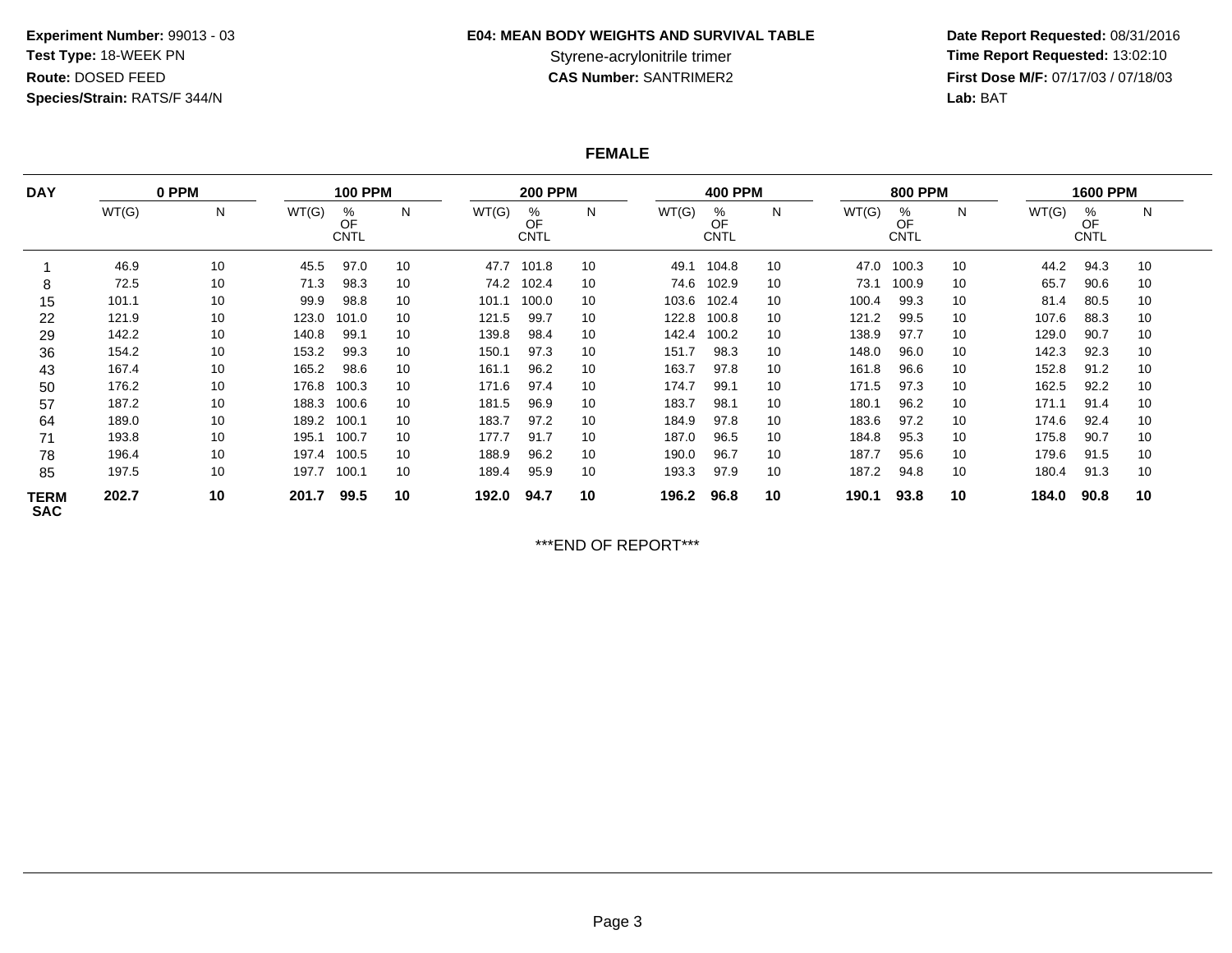**Experiment Number:** 99013 - 03
**Test Type:** 18-WEEK PN
**Route:** DOSED FEED
**Species/Strain:** RATS/F 344/N

**E04: MEAN BODY WEIGHTS AND SURVIVAL TABLE**
Styrene-acrylonitrile trimer
**CAS Number:** SANTRIMER2

**Date Report Requested:** 08/31/2016
**Time Report Requested:** 13:02:10
**First Dose M/F:** 07/17/03 / 07/18/03
**Lab:** BAT

## FEMALE

| DAY | 0 PPM | | 100 PPM | | | 200 PPM | | | 400 PPM | | | 800 PPM | | | 1600 PPM | | |
|---|---|---|---|---|---|---|---|---|---|---|---|---|---|---|---|---|---|
| | WT(G) | N | WT(G) | % OF CNTL | N | WT(G) | % OF CNTL | N | WT(G) | % OF CNTL | N | WT(G) | % OF CNTL | N | WT(G) | % OF CNTL | N |
| 1 | 46.9 | 10 | 45.5 | 97.0 | 10 | 47.7 | 101.8 | 10 | 49.1 | 104.8 | 10 | 47.0 | 100.3 | 10 | 44.2 | 94.3 | 10 |
| 8 | 72.5 | 10 | 71.3 | 98.3 | 10 | 74.2 | 102.4 | 10 | 74.6 | 102.9 | 10 | 73.1 | 100.9 | 10 | 65.7 | 90.6 | 10 |
| 15 | 101.1 | 10 | 99.9 | 98.8 | 10 | 101.1 | 100.0 | 10 | 103.6 | 102.4 | 10 | 100.4 | 99.3 | 10 | 81.4 | 80.5 | 10 |
| 22 | 121.9 | 10 | 123.0 | 101.0 | 10 | 121.5 | 99.7 | 10 | 122.8 | 100.8 | 10 | 121.2 | 99.5 | 10 | 107.6 | 88.3 | 10 |
| 29 | 142.2 | 10 | 140.8 | 99.1 | 10 | 139.8 | 98.4 | 10 | 142.4 | 100.2 | 10 | 138.9 | 97.7 | 10 | 129.0 | 90.7 | 10 |
| 36 | 154.2 | 10 | 153.2 | 99.3 | 10 | 150.1 | 97.3 | 10 | 151.7 | 98.3 | 10 | 148.0 | 96.0 | 10 | 142.3 | 92.3 | 10 |
| 43 | 167.4 | 10 | 165.2 | 98.6 | 10 | 161.1 | 96.2 | 10 | 163.7 | 97.8 | 10 | 161.8 | 96.6 | 10 | 152.8 | 91.2 | 10 |
| 50 | 176.2 | 10 | 176.8 | 100.3 | 10 | 171.6 | 97.4 | 10 | 174.7 | 99.1 | 10 | 171.5 | 97.3 | 10 | 162.5 | 92.2 | 10 |
| 57 | 187.2 | 10 | 188.3 | 100.6 | 10 | 181.5 | 96.9 | 10 | 183.7 | 98.1 | 10 | 180.1 | 96.2 | 10 | 171.1 | 91.4 | 10 |
| 64 | 189.0 | 10 | 189.2 | 100.1 | 10 | 183.7 | 97.2 | 10 | 184.9 | 97.8 | 10 | 183.6 | 97.2 | 10 | 174.6 | 92.4 | 10 |
| 71 | 193.8 | 10 | 195.1 | 100.7 | 10 | 177.7 | 91.7 | 10 | 187.0 | 96.5 | 10 | 184.8 | 95.3 | 10 | 175.8 | 90.7 | 10 |
| 78 | 196.4 | 10 | 197.4 | 100.5 | 10 | 188.9 | 96.2 | 10 | 190.0 | 96.7 | 10 | 187.7 | 95.6 | 10 | 179.6 | 91.5 | 10 |
| 85 | 197.5 | 10 | 197.7 | 100.1 | 10 | 189.4 | 95.9 | 10 | 193.3 | 97.9 | 10 | 187.2 | 94.8 | 10 | 180.4 | 91.3 | 10 |
| **TERM SAC** | **202.7** | **10** | **201.7** | **99.5** | **10** | **192.0** | **94.7** | **10** | **196.2** | **96.8** | **10** | **190.1** | **93.8** | **10** | **184.0** | **90.8** | **10** |

***END OF REPORT***